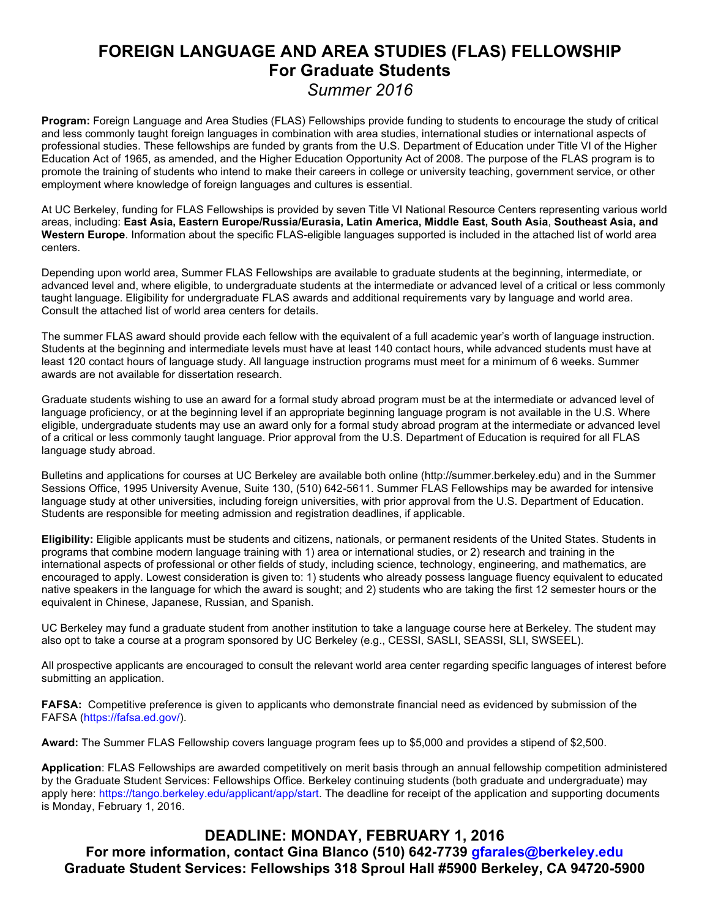# FOREIGN LANGUAGE AND AREA STUDIES (FLAS) FELLOWSHIP
## For Graduate Students
*Summer 2016*

**Program:** Foreign Language and Area Studies (FLAS) Fellowships provide funding to students to encourage the study of critical and less commonly taught foreign languages in combination with area studies, international studies or international aspects of professional studies. These fellowships are funded by grants from the U.S. Department of Education under Title VI of the Higher Education Act of 1965, as amended, and the Higher Education Opportunity Act of 2008. The purpose of the FLAS program is to promote the training of students who intend to make their careers in college or university teaching, government service, or other employment where knowledge of foreign languages and cultures is essential.

At UC Berkeley, funding for FLAS Fellowships is provided by seven Title VI National Resource Centers representing various world areas, including: **East Asia, Eastern Europe/Russia/Eurasia, Latin America, Middle East, South Asia**, **Southeast Asia, and Western Europe**. Information about the specific FLAS-eligible languages supported is included in the attached list of world area centers.

Depending upon world area, Summer FLAS Fellowships are available to graduate students at the beginning, intermediate, or advanced level and, where eligible, to undergraduate students at the intermediate or advanced level of a critical or less commonly taught language. Eligibility for undergraduate FLAS awards and additional requirements vary by language and world area. Consult the attached list of world area centers for details.

The summer FLAS award should provide each fellow with the equivalent of a full academic year's worth of language instruction. Students at the beginning and intermediate levels must have at least 140 contact hours, while advanced students must have at least 120 contact hours of language study. All language instruction programs must meet for a minimum of 6 weeks. Summer awards are not available for dissertation research.

Graduate students wishing to use an award for a formal study abroad program must be at the intermediate or advanced level of language proficiency, or at the beginning level if an appropriate beginning language program is not available in the U.S. Where eligible, undergraduate students may use an award only for a formal study abroad program at the intermediate or advanced level of a critical or less commonly taught language. Prior approval from the U.S. Department of Education is required for all FLAS language study abroad.

Bulletins and applications for courses at UC Berkeley are available both online (http://summer.berkeley.edu) and in the Summer Sessions Office, 1995 University Avenue, Suite 130, (510) 642-5611. Summer FLAS Fellowships may be awarded for intensive language study at other universities, including foreign universities, with prior approval from the U.S. Department of Education. Students are responsible for meeting admission and registration deadlines, if applicable.

**Eligibility:** Eligible applicants must be students and citizens, nationals, or permanent residents of the United States. Students in programs that combine modern language training with 1) area or international studies, or 2) research and training in the international aspects of professional or other fields of study, including science, technology, engineering, and mathematics, are encouraged to apply. Lowest consideration is given to: 1) students who already possess language fluency equivalent to educated native speakers in the language for which the award is sought; and 2) students who are taking the first 12 semester hours or the equivalent in Chinese, Japanese, Russian, and Spanish.

UC Berkeley may fund a graduate student from another institution to take a language course here at Berkeley. The student may also opt to take a course at a program sponsored by UC Berkeley (e.g., CESSI, SASLI, SEASSI, SLI, SWSEEL).

All prospective applicants are encouraged to consult the relevant world area center regarding specific languages of interest before submitting an application.

**FAFSA:** Competitive preference is given to applicants who demonstrate financial need as evidenced by submission of the FAFSA (https://fafsa.ed.gov/).

**Award:** The Summer FLAS Fellowship covers language program fees up to $5,000 and provides a stipend of $2,500.

**Application**: FLAS Fellowships are awarded competitively on merit basis through an annual fellowship competition administered by the Graduate Student Services: Fellowships Office. Berkeley continuing students (both graduate and undergraduate) may apply here: https://tango.berkeley.edu/applicant/app/start. The deadline for receipt of the application and supporting documents is Monday, February 1, 2016.

## DEADLINE: MONDAY, FEBRUARY 1, 2016

**For more information, contact Gina Blanco (510) 642-7739 gfarales@berkeley.edu**
**Graduate Student Services: Fellowships 318 Sproul Hall #5900 Berkeley, CA 94720-5900**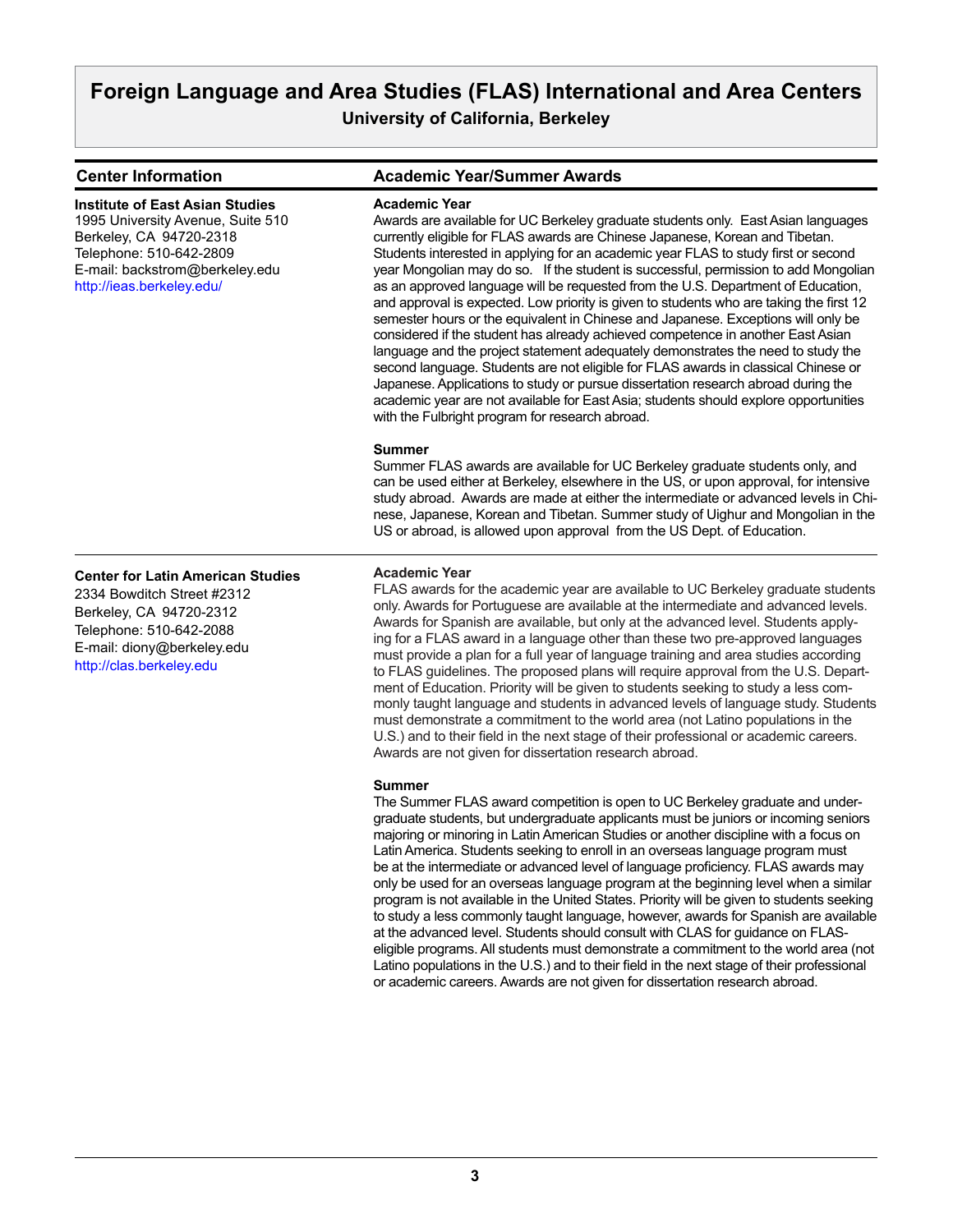# Foreign Language and Area Studies (FLAS) International and Area Centers

**University of California, Berkeley**

| Center Information | Academic Year/Summer Awards |
| --- | --- |

## Institute of East Asian Studies

1995 University Avenue, Suite 510
Berkeley, CA 94720-2318
Telephone: 510-642-2809
E-mail: backstrom@berkeley.edu
http://ieas.berkeley.edu/

### Academic Year

Awards are available for UC Berkeley graduate students only. East Asian languages currently eligible for FLAS awards are Chinese Japanese, Korean and Tibetan. Students interested in applying for an academic year FLAS to study first or second year Mongolian may do so. If the student is successful, permission to add Mongolian as an approved language will be requested from the U.S. Department of Education, and approval is expected. Low priority is given to students who are taking the first 12 semester hours or the equivalent in Chinese and Japanese. Exceptions will only be considered if the student has already achieved competence in another East Asian language and the project statement adequately demonstrates the need to study the second language. Students are not eligible for FLAS awards in classical Chinese or Japanese. Applications to study or pursue dissertation research abroad during the academic year are not available for East Asia; students should explore opportunities with the Fulbright program for research abroad.

### Summer

Summer FLAS awards are available for UC Berkeley graduate students only, and can be used either at Berkeley, elsewhere in the US, or upon approval, for intensive study abroad. Awards are made at either the intermediate or advanced levels in Chinese, Japanese, Korean and Tibetan. Summer study of Uighur and Mongolian in the US or abroad, is allowed upon approval from the US Dept. of Education.

## Center for Latin American Studies

2334 Bowditch Street #2312
Berkeley, CA 94720-2312
Telephone: 510-642-2088
E-mail: diony@berkeley.edu
http://clas.berkeley.edu

### Academic Year

FLAS awards for the academic year are available to UC Berkeley graduate students only. Awards for Portuguese are available at the intermediate and advanced levels. Awards for Spanish are available, but only at the advanced level. Students applying for a FLAS award in a language other than these two pre-approved languages must provide a plan for a full year of language training and area studies according to FLAS guidelines. The proposed plans will require approval from the U.S. Department of Education. Priority will be given to students seeking to study a less commonly taught language and students in advanced levels of language study. Students must demonstrate a commitment to the world area (not Latino populations in the U.S.) and to their field in the next stage of their professional or academic careers. Awards are not given for dissertation research abroad.

### Summer

The Summer FLAS award competition is open to UC Berkeley graduate and undergraduate students, but undergraduate applicants must be juniors or incoming seniors majoring or minoring in Latin American Studies or another discipline with a focus on Latin America. Students seeking to enroll in an overseas language program must be at the intermediate or advanced level of language proficiency. FLAS awards may only be used for an overseas language program at the beginning level when a similar program is not available in the United States. Priority will be given to students seeking to study a less commonly taught language, however, awards for Spanish are available at the advanced level. Students should consult with CLAS for guidance on FLAS-eligible programs. All students must demonstrate a commitment to the world area (not Latino populations in the U.S.) and to their field in the next stage of their professional or academic careers. Awards are not given for dissertation research abroad.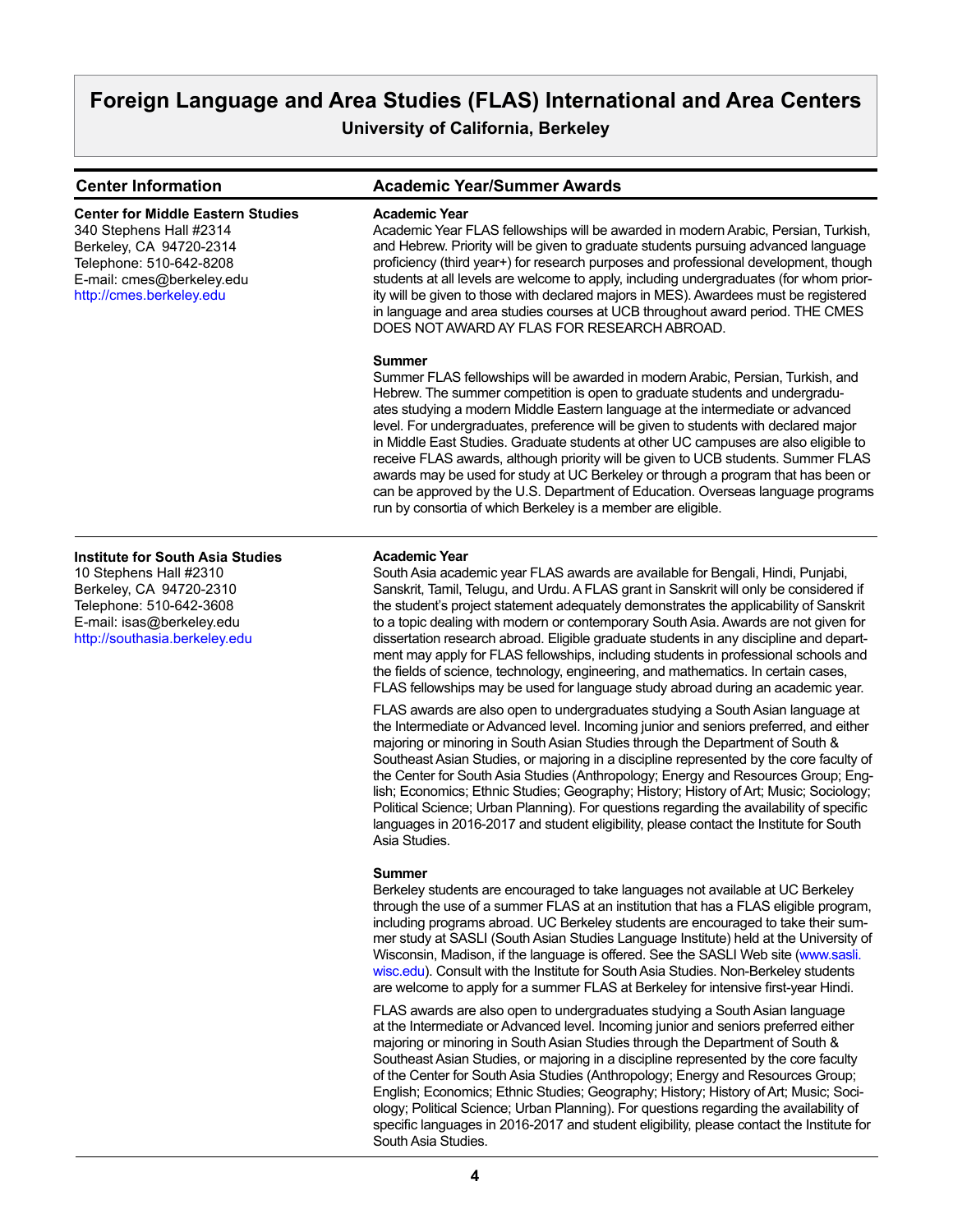# Foreign Language and Area Studies (FLAS) International and Area Centers

**University of California, Berkeley**

| Center Information | Academic Year/Summer Awards |
|---|---|

## Center for Middle Eastern Studies

340 Stephens Hall #2314
Berkeley, CA 94720-2314
Telephone: 510-642-8208
E-mail: cmes@berkeley.edu
http://cmes.berkeley.edu

**Academic Year**

Academic Year FLAS fellowships will be awarded in modern Arabic, Persian, Turkish, and Hebrew. Priority will be given to graduate students pursuing advanced language proficiency (third year+) for research purposes and professional development, though students at all levels are welcome to apply, including undergraduates (for whom priority will be given to those with declared majors in MES). Awardees must be registered in language and area studies courses at UCB throughout award period. THE CMES DOES NOT AWARD AY FLAS FOR RESEARCH ABROAD.

**Summer**

Summer FLAS fellowships will be awarded in modern Arabic, Persian, Turkish, and Hebrew. The summer competition is open to graduate students and undergraduates studying a modern Middle Eastern language at the intermediate or advanced level. For undergraduates, preference will be given to students with declared major in Middle East Studies. Graduate students at other UC campuses are also eligible to receive FLAS awards, although priority will be given to UCB students. Summer FLAS awards may be used for study at UC Berkeley or through a program that has been or can be approved by the U.S. Department of Education. Overseas language programs run by consortia of which Berkeley is a member are eligible.

## Institute for South Asia Studies

10 Stephens Hall #2310
Berkeley, CA 94720-2310
Telephone: 510-642-3608
E-mail: isas@berkeley.edu
http://southasia.berkeley.edu

**Academic Year**

South Asia academic year FLAS awards are available for Bengali, Hindi, Punjabi, Sanskrit, Tamil, Telugu, and Urdu. A FLAS grant in Sanskrit will only be considered if the student's project statement adequately demonstrates the applicability of Sanskrit to a topic dealing with modern or contemporary South Asia. Awards are not given for dissertation research abroad. Eligible graduate students in any discipline and department may apply for FLAS fellowships, including students in professional schools and the fields of science, technology, engineering, and mathematics. In certain cases, FLAS fellowships may be used for language study abroad during an academic year.

FLAS awards are also open to undergraduates studying a South Asian language at the Intermediate or Advanced level. Incoming junior and seniors preferred, and either majoring or minoring in South Asian Studies through the Department of South & Southeast Asian Studies, or majoring in a discipline represented by the core faculty of the Center for South Asia Studies (Anthropology; Energy and Resources Group; English; Economics; Ethnic Studies; Geography; History; History of Art; Music; Sociology; Political Science; Urban Planning). For questions regarding the availability of specific languages in 2016-2017 and student eligibility, please contact the Institute for South Asia Studies.

**Summer**

Berkeley students are encouraged to take languages not available at UC Berkeley through the use of a summer FLAS at an institution that has a FLAS eligible program, including programs abroad. UC Berkeley students are encouraged to take their summer study at SASLI (South Asian Studies Language Institute) held at the University of Wisconsin, Madison, if the language is offered. See the SASLI Web site (www.sasli.wisc.edu). Consult with the Institute for South Asia Studies. Non-Berkeley students are welcome to apply for a summer FLAS at Berkeley for intensive first-year Hindi.

FLAS awards are also open to undergraduates studying a South Asian language at the Intermediate or Advanced level. Incoming junior and seniors preferred either majoring or minoring in South Asian Studies through the Department of South & Southeast Asian Studies, or majoring in a discipline represented by the core faculty of the Center for South Asia Studies (Anthropology; Energy and Resources Group; English; Economics; Ethnic Studies; Geography; History; History of Art; Music; Sociology; Political Science; Urban Planning). For questions regarding the availability of specific languages in 2016-2017 and student eligibility, please contact the Institute for South Asia Studies.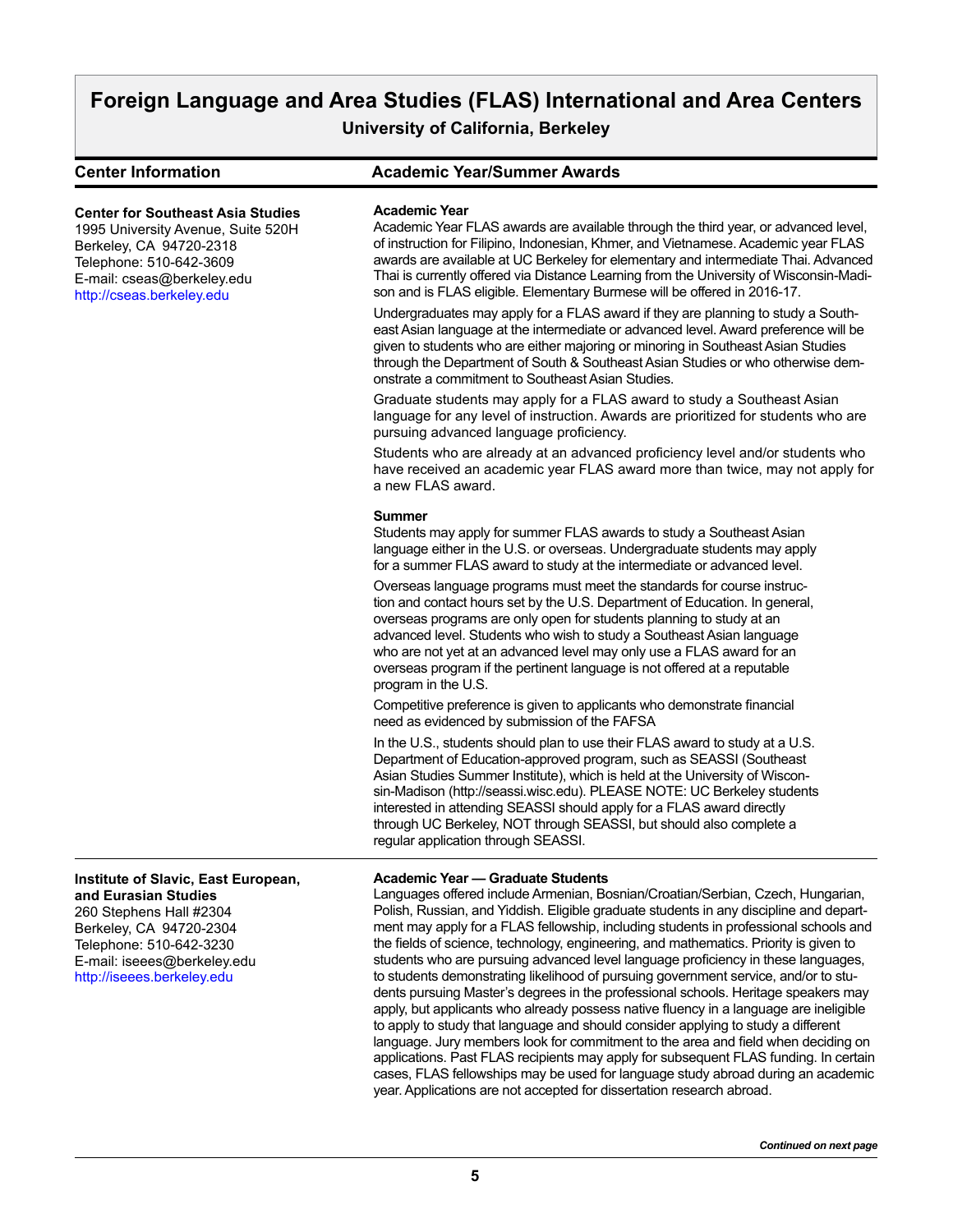# Foreign Language and Area Studies (FLAS) International and Area Centers

**University of California, Berkeley**

| Center Information | Academic Year/Summer Awards |
|---|---|

### Center for Southeast Asia Studies

1995 University Avenue, Suite 520H
Berkeley, CA 94720-2318
Telephone: 510-642-3609
E-mail: cseas@berkeley.edu
http://cseas.berkeley.edu

**Academic Year**

Academic Year FLAS awards are available through the third year, or advanced level, of instruction for Filipino, Indonesian, Khmer, and Vietnamese. Academic year FLAS awards are available at UC Berkeley for elementary and intermediate Thai. Advanced Thai is currently offered via Distance Learning from the University of Wisconsin-Madison and is FLAS eligible. Elementary Burmese will be offered in 2016-17.

Undergraduates may apply for a FLAS award if they are planning to study a Southeast Asian language at the intermediate or advanced level. Award preference will be given to students who are either majoring or minoring in Southeast Asian Studies through the Department of South & Southeast Asian Studies or who otherwise demonstrate a commitment to Southeast Asian Studies.

Graduate students may apply for a FLAS award to study a Southeast Asian language for any level of instruction. Awards are prioritized for students who are pursuing advanced language proficiency.

Students who are already at an advanced proficiency level and/or students who have received an academic year FLAS award more than twice, may not apply for a new FLAS award.

**Summer**

Students may apply for summer FLAS awards to study a Southeast Asian language either in the U.S. or overseas. Undergraduate students may apply for a summer FLAS award to study at the intermediate or advanced level.

Overseas language programs must meet the standards for course instruction and contact hours set by the U.S. Department of Education. In general, overseas programs are only open for students planning to study at an advanced level. Students who wish to study a Southeast Asian language who are not yet at an advanced level may only use a FLAS award for an overseas program if the pertinent language is not offered at a reputable program in the U.S.

Competitive preference is given to applicants who demonstrate financial need as evidenced by submission of the FAFSA

In the U.S., students should plan to use their FLAS award to study at a U.S. Department of Education-approved program, such as SEASSI (Southeast Asian Studies Summer Institute), which is held at the University of Wisconsin-Madison (http://seassi.wisc.edu). PLEASE NOTE: UC Berkeley students interested in attending SEASSI should apply for a FLAS award directly through UC Berkeley, NOT through SEASSI, but should also complete a regular application through SEASSI.

### Institute of Slavic, East European, and Eurasian Studies

260 Stephens Hall #2304
Berkeley, CA 94720-2304
Telephone: 510-642-3230
E-mail: iseees@berkeley.edu
http://iseees.berkeley.edu

**Academic Year — Graduate Students**

Languages offered include Armenian, Bosnian/Croatian/Serbian, Czech, Hungarian, Polish, Russian, and Yiddish. Eligible graduate students in any discipline and department may apply for a FLAS fellowship, including students in professional schools and the fields of science, technology, engineering, and mathematics. Priority is given to students who are pursuing advanced level language proficiency in these languages, to students demonstrating likelihood of pursuing government service, and/or to students pursuing Master's degrees in the professional schools. Heritage speakers may apply, but applicants who already possess native fluency in a language are ineligible to apply to study that language and should consider applying to study a different language. Jury members look for commitment to the area and field when deciding on applications. Past FLAS recipients may apply for subsequent FLAS funding. In certain cases, FLAS fellowships may be used for language study abroad during an academic year. Applications are not accepted for dissertation research abroad.

*Continued on next page*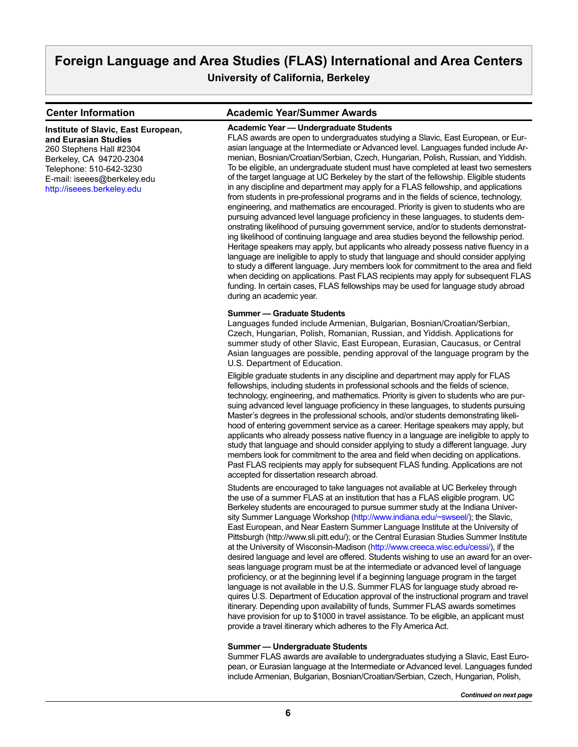# Foreign Language and Area Studies (FLAS) International and Area Centers

**University of California, Berkeley**

## Center Information

**Institute of Slavic, East European, and Eurasian Studies**
260 Stephens Hall #2304
Berkeley, CA 94720-2304
Telephone: 510-642-3230
E-mail: iseees@berkeley.edu
http://iseees.berkeley.edu

## Academic Year/Summer Awards

**Academic Year — Undergraduate Students**

FLAS awards are open to undergraduates studying a Slavic, East European, or Eurasian language at the Intermediate or Advanced level. Languages funded include Armenian, Bosnian/Croatian/Serbian, Czech, Hungarian, Polish, Russian, and Yiddish. To be eligible, an undergraduate student must have completed at least two semesters of the target language at UC Berkeley by the start of the fellowship. Eligible students in any discipline and department may apply for a FLAS fellowship, and applications from students in pre-professional programs and in the fields of science, technology, engineering, and mathematics are encouraged. Priority is given to students who are pursuing advanced level language proficiency in these languages, to students demonstrating likelihood of pursuing government service, and/or to students demonstrating likelihood of continuing language and area studies beyond the fellowship period. Heritage speakers may apply, but applicants who already possess native fluency in a language are ineligible to apply to study that language and should consider applying to study a different language. Jury members look for commitment to the area and field when deciding on applications. Past FLAS recipients may apply for subsequent FLAS funding. In certain cases, FLAS fellowships may be used for language study abroad during an academic year.

**Summer — Graduate Students**

Languages funded include Armenian, Bulgarian, Bosnian/Croatian/Serbian, Czech, Hungarian, Polish, Romanian, Russian, and Yiddish. Applications for summer study of other Slavic, East European, Eurasian, Caucasus, or Central Asian languages are possible, pending approval of the language program by the U.S. Department of Education.

Eligible graduate students in any discipline and department may apply for FLAS fellowships, including students in professional schools and the fields of science, technology, engineering, and mathematics. Priority is given to students who are pursuing advanced level language proficiency in these languages, to students pursuing Master's degrees in the professional schools, and/or students demonstrating likelihood of entering government service as a career. Heritage speakers may apply, but applicants who already possess native fluency in a language are ineligible to apply to study that language and should consider applying to study a different language. Jury members look for commitment to the area and field when deciding on applications. Past FLAS recipients may apply for subsequent FLAS funding. Applications are not accepted for dissertation research abroad.

Students are encouraged to take languages not available at UC Berkeley through the use of a summer FLAS at an institution that has a FLAS eligible program. UC Berkeley students are encouraged to pursue summer study at the Indiana University Summer Language Workshop (http://www.indiana.edu/~swseel/); the Slavic, East European, and Near Eastern Summer Language Institute at the University of Pittsburgh (http://www.sli.pitt.edu/); or the Central Eurasian Studies Summer Institute at the University of Wisconsin-Madison (http://www.creeca.wisc.edu/cessi/), if the desired language and level are offered. Students wishing to use an award for an overseas language program must be at the intermediate or advanced level of language proficiency, or at the beginning level if a beginning language program in the target language is not available in the U.S. Summer FLAS for language study abroad requires U.S. Department of Education approval of the instructional program and travel itinerary. Depending upon availability of funds, Summer FLAS awards sometimes have provision for up to $1000 in travel assistance. To be eligible, an applicant must provide a travel itinerary which adheres to the Fly America Act.

**Summer — Undergraduate Students**

Summer FLAS awards are available to undergraduates studying a Slavic, East European, or Eurasian language at the Intermediate or Advanced level. Languages funded include Armenian, Bulgarian, Bosnian/Croatian/Serbian, Czech, Hungarian, Polish,

*Continued on next page*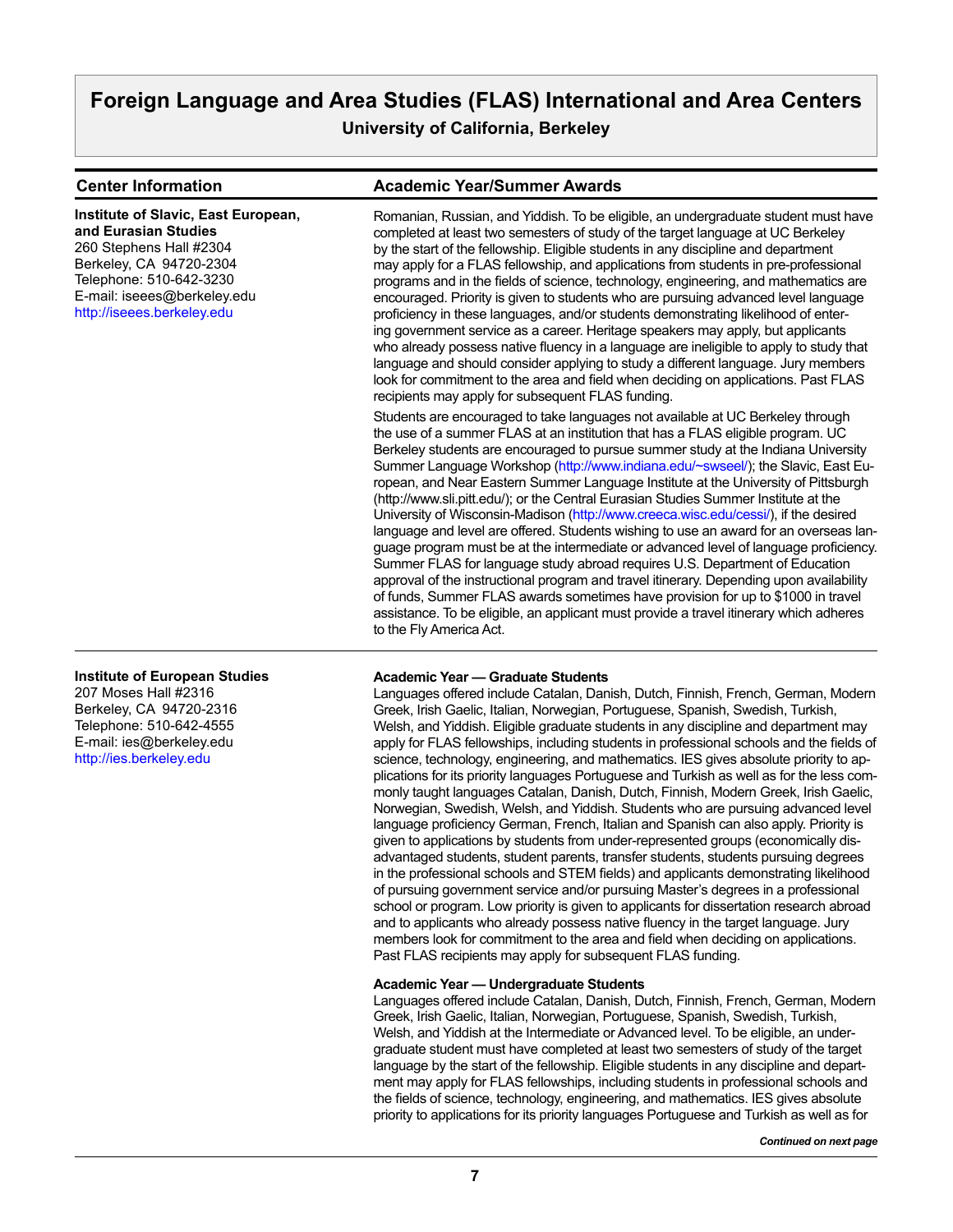# Foreign Language and Area Studies (FLAS) International and Area Centers

**University of California, Berkeley**

| Center Information | Academic Year/Summer Awards |
|---|---|

**Institute of Slavic, East European, and Eurasian Studies**
260 Stephens Hall #2304
Berkeley, CA 94720-2304
Telephone: 510-642-3230
E-mail: iseees@berkeley.edu
http://iseees.berkeley.edu

Romanian, Russian, and Yiddish. To be eligible, an undergraduate student must have completed at least two semesters of study of the target language at UC Berkeley by the start of the fellowship. Eligible students in any discipline and department may apply for a FLAS fellowship, and applications from students in pre-professional programs and in the fields of science, technology, engineering, and mathematics are encouraged. Priority is given to students who are pursuing advanced level language proficiency in these languages, and/or students demonstrating likelihood of entering government service as a career. Heritage speakers may apply, but applicants who already possess native fluency in a language are ineligible to apply to study that language and should consider applying to study a different language. Jury members look for commitment to the area and field when deciding on applications. Past FLAS recipients may apply for subsequent FLAS funding.

Students are encouraged to take languages not available at UC Berkeley through the use of a summer FLAS at an institution that has a FLAS eligible program. UC Berkeley students are encouraged to pursue summer study at the Indiana University Summer Language Workshop (http://www.indiana.edu/~swseel/); the Slavic, East European, and Near Eastern Summer Language Institute at the University of Pittsburgh (http://www.sli.pitt.edu/); or the Central Eurasian Studies Summer Institute at the University of Wisconsin-Madison (http://www.creeca.wisc.edu/cessi/), if the desired language and level are offered. Students wishing to use an award for an overseas language program must be at the intermediate or advanced level of language proficiency. Summer FLAS for language study abroad requires U.S. Department of Education approval of the instructional program and travel itinerary. Depending upon availability of funds, Summer FLAS awards sometimes have provision for up to $1000 in travel assistance. To be eligible, an applicant must provide a travel itinerary which adheres to the Fly America Act.

---

**Institute of European Studies**
207 Moses Hall #2316
Berkeley, CA 94720-2316
Telephone: 510-642-4555
E-mail: ies@berkeley.edu
http://ies.berkeley.edu

**Academic Year — Graduate Students**
Languages offered include Catalan, Danish, Dutch, Finnish, French, German, Modern Greek, Irish Gaelic, Italian, Norwegian, Portuguese, Spanish, Swedish, Turkish, Welsh, and Yiddish. Eligible graduate students in any discipline and department may apply for FLAS fellowships, including students in professional schools and the fields of science, technology, engineering, and mathematics. IES gives absolute priority to applications for its priority languages Portuguese and Turkish as well as for the less commonly taught languages Catalan, Danish, Dutch, Finnish, Modern Greek, Irish Gaelic, Norwegian, Swedish, Welsh, and Yiddish. Students who are pursuing advanced level language proficiency German, French, Italian and Spanish can also apply. Priority is given to applications by students from under-represented groups (economically disadvantaged students, student parents, transfer students, students pursuing degrees in the professional schools and STEM fields) and applicants demonstrating likelihood of pursuing government service and/or pursuing Master's degrees in a professional school or program. Low priority is given to applicants for dissertation research abroad and to applicants who already possess native fluency in the target language. Jury members look for commitment to the area and field when deciding on applications. Past FLAS recipients may apply for subsequent FLAS funding.

**Academic Year — Undergraduate Students**
Languages offered include Catalan, Danish, Dutch, Finnish, French, German, Modern Greek, Irish Gaelic, Italian, Norwegian, Portuguese, Spanish, Swedish, Turkish, Welsh, and Yiddish at the Intermediate or Advanced level. To be eligible, an undergraduate student must have completed at least two semesters of study of the target language by the start of the fellowship. Eligible students in any discipline and department may apply for FLAS fellowships, including students in professional schools and the fields of science, technology, engineering, and mathematics. IES gives absolute priority to applications for its priority languages Portuguese and Turkish as well as for

***Continued on next page***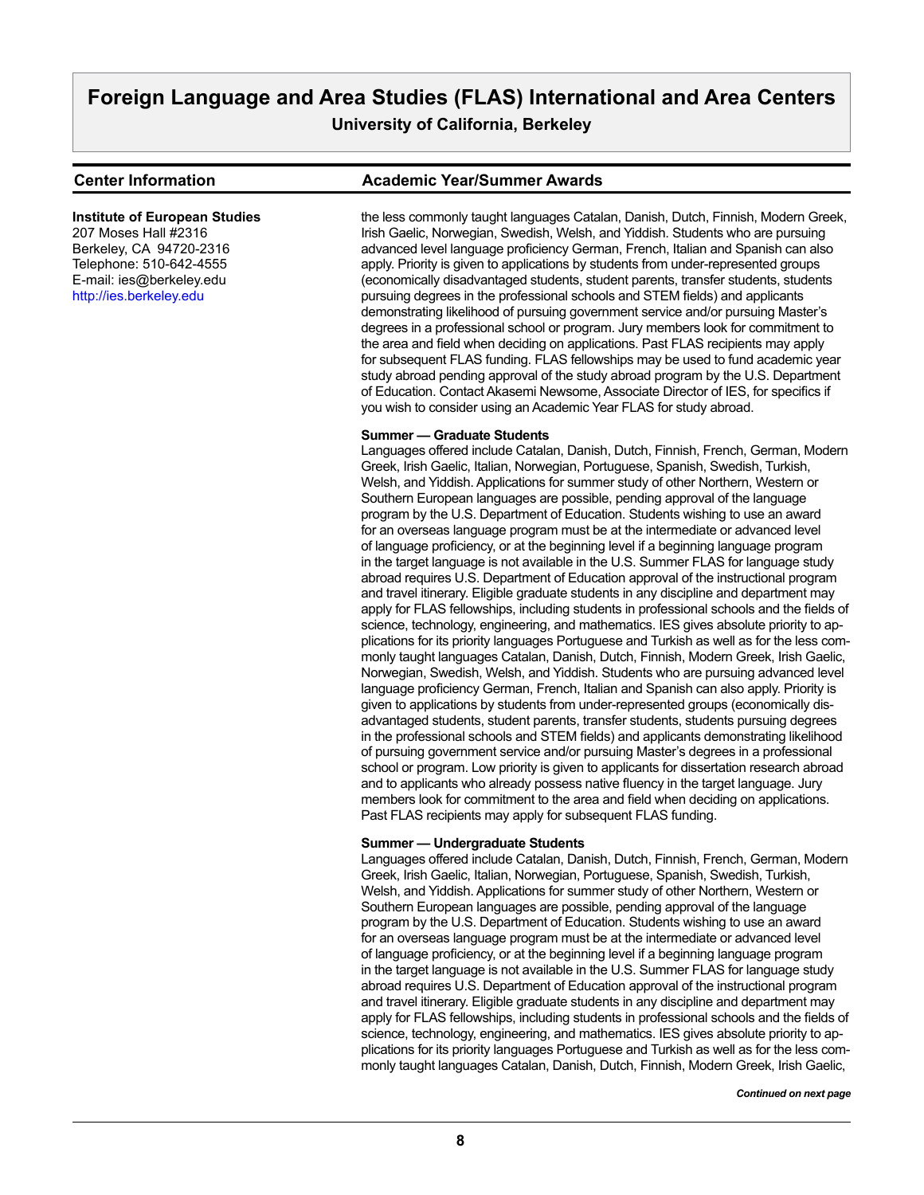# Foreign Language and Area Studies (FLAS) International and Area Centers

**University of California, Berkeley**

| Center Information | Academic Year/Summer Awards |
|---|---|

**Institute of European Studies**
207 Moses Hall #2316
Berkeley, CA 94720-2316
Telephone: 510-642-4555
E-mail: ies@berkeley.edu
http://ies.berkeley.edu

the less commonly taught languages Catalan, Danish, Dutch, Finnish, Modern Greek, Irish Gaelic, Norwegian, Swedish, Welsh, and Yiddish. Students who are pursuing advanced level language proficiency German, French, Italian and Spanish can also apply. Priority is given to applications by students from under-represented groups (economically disadvantaged students, student parents, transfer students, students pursuing degrees in the professional schools and STEM fields) and applicants demonstrating likelihood of pursuing government service and/or pursuing Master's degrees in a professional school or program. Jury members look for commitment to the area and field when deciding on applications. Past FLAS recipients may apply for subsequent FLAS funding. FLAS fellowships may be used to fund academic year study abroad pending approval of the study abroad program by the U.S. Department of Education. Contact Akasemi Newsome, Associate Director of IES, for specifics if you wish to consider using an Academic Year FLAS for study abroad.

**Summer — Graduate Students**
Languages offered include Catalan, Danish, Dutch, Finnish, French, German, Modern Greek, Irish Gaelic, Italian, Norwegian, Portuguese, Spanish, Swedish, Turkish, Welsh, and Yiddish. Applications for summer study of other Northern, Western or Southern European languages are possible, pending approval of the language program by the U.S. Department of Education. Students wishing to use an award for an overseas language program must be at the intermediate or advanced level of language proficiency, or at the beginning level if a beginning language program in the target language is not available in the U.S. Summer FLAS for language study abroad requires U.S. Department of Education approval of the instructional program and travel itinerary. Eligible graduate students in any discipline and department may apply for FLAS fellowships, including students in professional schools and the fields of science, technology, engineering, and mathematics. IES gives absolute priority to applications for its priority languages Portuguese and Turkish as well as for the less commonly taught languages Catalan, Danish, Dutch, Finnish, Modern Greek, Irish Gaelic, Norwegian, Swedish, Welsh, and Yiddish. Students who are pursuing advanced level language proficiency German, French, Italian and Spanish can also apply. Priority is given to applications by students from under-represented groups (economically disadvantaged students, student parents, transfer students, students pursuing degrees in the professional schools and STEM fields) and applicants demonstrating likelihood of pursuing government service and/or pursuing Master's degrees in a professional school or program. Low priority is given to applicants for dissertation research abroad and to applicants who already possess native fluency in the target language. Jury members look for commitment to the area and field when deciding on applications. Past FLAS recipients may apply for subsequent FLAS funding.

**Summer — Undergraduate Students**
Languages offered include Catalan, Danish, Dutch, Finnish, French, German, Modern Greek, Irish Gaelic, Italian, Norwegian, Portuguese, Spanish, Swedish, Turkish, Welsh, and Yiddish. Applications for summer study of other Northern, Western or Southern European languages are possible, pending approval of the language program by the U.S. Department of Education. Students wishing to use an award for an overseas language program must be at the intermediate or advanced level of language proficiency, or at the beginning level if a beginning language program in the target language is not available in the U.S. Summer FLAS for language study abroad requires U.S. Department of Education approval of the instructional program and travel itinerary. Eligible graduate students in any discipline and department may apply for FLAS fellowships, including students in professional schools and the fields of science, technology, engineering, and mathematics. IES gives absolute priority to applications for its priority languages Portuguese and Turkish as well as for the less commonly taught languages Catalan, Danish, Dutch, Finnish, Modern Greek, Irish Gaelic,

***Continued on next page***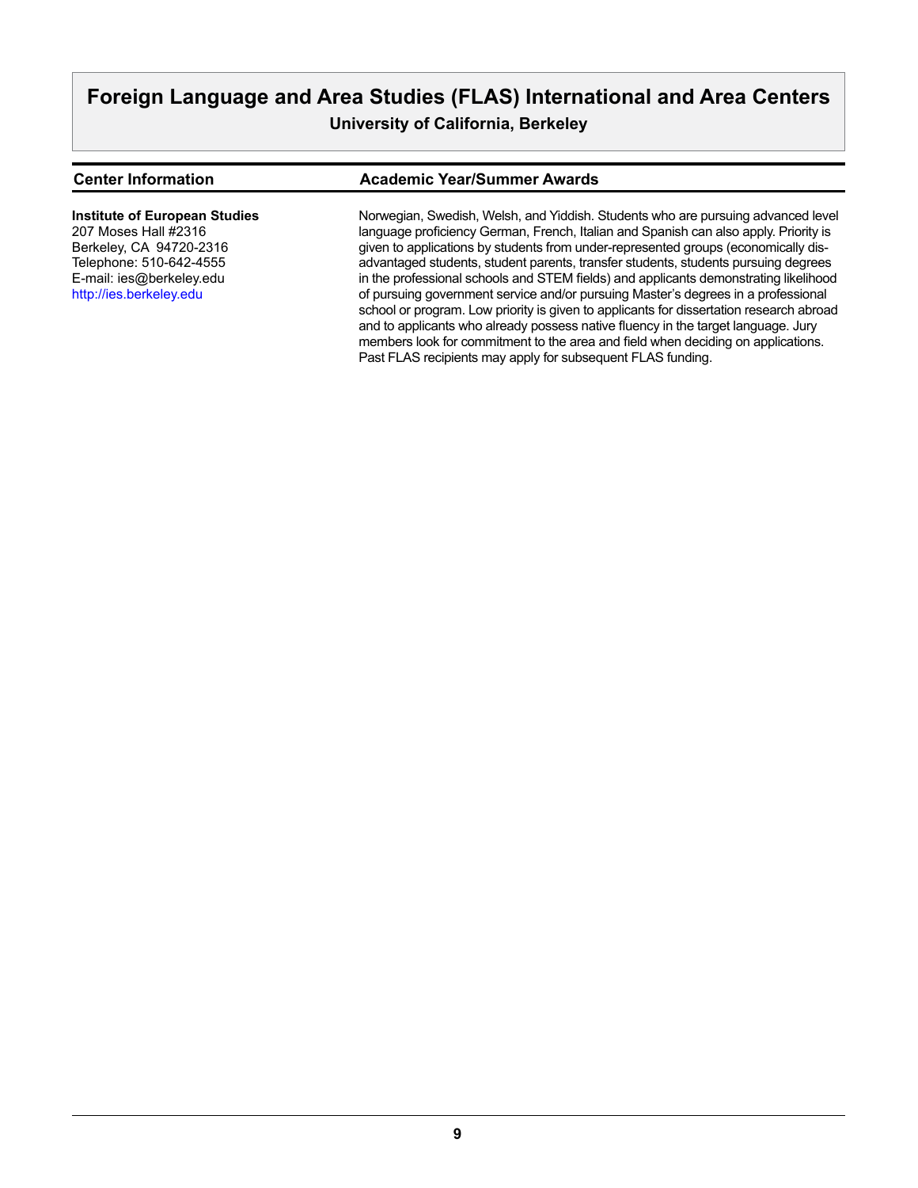# Foreign Language and Area Studies (FLAS) International and Area Centers

**University of California, Berkeley**

| Center Information | Academic Year/Summer Awards |
| --- | --- |
| **Institute of European Studies**<br>207 Moses Hall #2316<br>Berkeley, CA 94720-2316<br>Telephone: 510-642-4555<br>E-mail: ies@berkeley.edu<br>http://ies.berkeley.edu | Norwegian, Swedish, Welsh, and Yiddish. Students who are pursuing advanced level language proficiency German, French, Italian and Spanish can also apply. Priority is given to applications by students from under-represented groups (economically disadvantaged students, student parents, transfer students, students pursuing degrees in the professional schools and STEM fields) and applicants demonstrating likelihood of pursuing government service and/or pursuing Master's degrees in a professional school or program. Low priority is given to applicants for dissertation research abroad and to applicants who already possess native fluency in the target language. Jury members look for commitment to the area and field when deciding on applications. Past FLAS recipients may apply for subsequent FLAS funding. |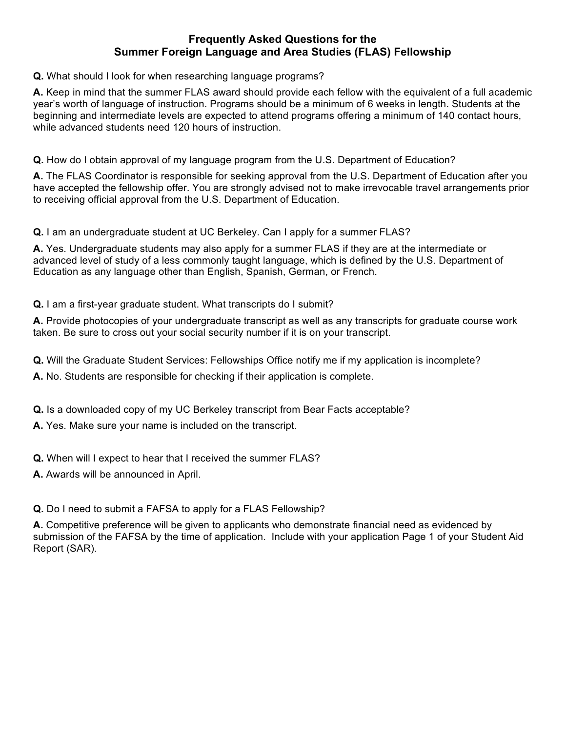## Frequently Asked Questions for the Summer Foreign Language and Area Studies (FLAS) Fellowship

**Q.** What should I look for when researching language programs?

**A.** Keep in mind that the summer FLAS award should provide each fellow with the equivalent of a full academic year's worth of language of instruction. Programs should be a minimum of 6 weeks in length. Students at the beginning and intermediate levels are expected to attend programs offering a minimum of 140 contact hours, while advanced students need 120 hours of instruction.

**Q.** How do I obtain approval of my language program from the U.S. Department of Education?

**A.** The FLAS Coordinator is responsible for seeking approval from the U.S. Department of Education after you have accepted the fellowship offer. You are strongly advised not to make irrevocable travel arrangements prior to receiving official approval from the U.S. Department of Education.

**Q.** I am an undergraduate student at UC Berkeley. Can I apply for a summer FLAS?

**A.** Yes. Undergraduate students may also apply for a summer FLAS if they are at the intermediate or advanced level of study of a less commonly taught language, which is defined by the U.S. Department of Education as any language other than English, Spanish, German, or French.

**Q.** I am a first-year graduate student. What transcripts do I submit?

**A.** Provide photocopies of your undergraduate transcript as well as any transcripts for graduate course work taken. Be sure to cross out your social security number if it is on your transcript.

**Q.** Will the Graduate Student Services: Fellowships Office notify me if my application is incomplete?

**A.** No. Students are responsible for checking if their application is complete.

**Q.** Is a downloaded copy of my UC Berkeley transcript from Bear Facts acceptable?

**A.** Yes. Make sure your name is included on the transcript.

**Q.** When will I expect to hear that I received the summer FLAS?

**A.** Awards will be announced in April.

**Q.** Do I need to submit a FAFSA to apply for a FLAS Fellowship?

**A.** Competitive preference will be given to applicants who demonstrate financial need as evidenced by submission of the FAFSA by the time of application. Include with your application Page 1 of your Student Aid Report (SAR).